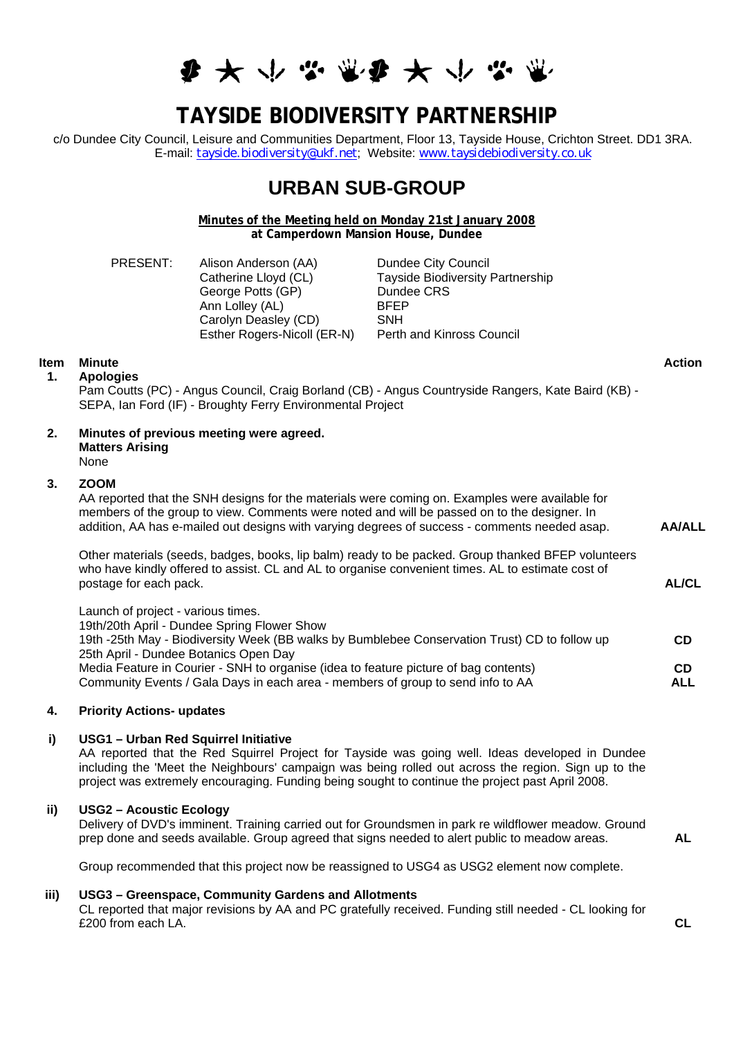# TAYSIDE BIODIVERSITY PARTNERSHIP

c/o Dundee City Council, Leisure and Communities Department, Floor 13, Tayside House, Crichton Street. DD1 3RA.
E-mail: tayside.biodiversity@ukf.net; Website: www.taysidebiodiversity.co.uk

## URBAN SUB-GROUP

**Minutes of the Meeting held on Monday 21st January 2008**
**at Camperdown Mansion House, Dundee**

| | | |
|---|---|---|
| PRESENT: | Alison Anderson (AA) | Dundee City Council |
| | Catherine Lloyd (CL) | Tayside Biodiversity Partnership |
| | George Potts (GP) | Dundee CRS |
| | Ann Lolley (AL) | BFEP |
| | Carolyn Deasley (CD) | SNH |
| | Esther Rogers-Nicoll (ER-N) | Perth and Kinross Council |

| Item | Minute | Action |
|---|---|---|
| **1.** | **Apologies**<br>Pam Coutts (PC) - Angus Council, Craig Borland (CB) - Angus Countryside Rangers, Kate Baird (KB) - SEPA, Ian Ford (IF) - Broughty Ferry Environmental Project | |
| **2.** | **Minutes of previous meeting were agreed.**<br>**Matters Arising**<br>None | |
| **3.** | **ZOOM**<br>AA reported that the SNH designs for the materials were coming on. Examples were available for members of the group to view. Comments were noted and will be passed on to the designer. In addition, AA has e-mailed out designs with varying degrees of success - comments needed asap. | **AA/ALL** |
| | Other materials (seeds, badges, books, lip balm) ready to be packed. Group thanked BFEP volunteers who have kindly offered to assist. CL and AL to organise convenient times. AL to estimate cost of postage for each pack. | **AL/CL** |
| | Launch of project - various times.<br>19th/20th April - Dundee Spring Flower Show<br>19th -25th May - Biodiversity Week (BB walks by Bumblebee Conservation Trust) CD to follow up | **CD** |
| | 25th April - Dundee Botanics Open Day<br>Media Feature in Courier - SNH to organise (idea to feature picture of bag contents) | **CD** |
| | Community Events / Gala Days in each area - members of group to send info to AA | **ALL** |
| **4.** | **Priority Actions- updates** | |
| **i)** | **USG1 – Urban Red Squirrel Initiative**<br>AA reported that the Red Squirrel Project for Tayside was going well. Ideas developed in Dundee including the 'Meet the Neighbours' campaign was being rolled out across the region. Sign up to the project was extremely encouraging. Funding being sought to continue the project past April 2008. | |
| **ii)** | **USG2 – Acoustic Ecology**<br>Delivery of DVD's imminent. Training carried out for Groundsmen in park re wildflower meadow. Ground prep done and seeds available. Group agreed that signs needed to alert public to meadow areas. | **AL** |
| | Group recommended that this project now be reassigned to USG4 as USG2 element now complete. | |
| **iii)** | **USG3 – Greenspace, Community Gardens and Allotments**<br>CL reported that major revisions by AA and PC gratefully received. Funding still needed - CL looking for £200 from each LA. | **CL** |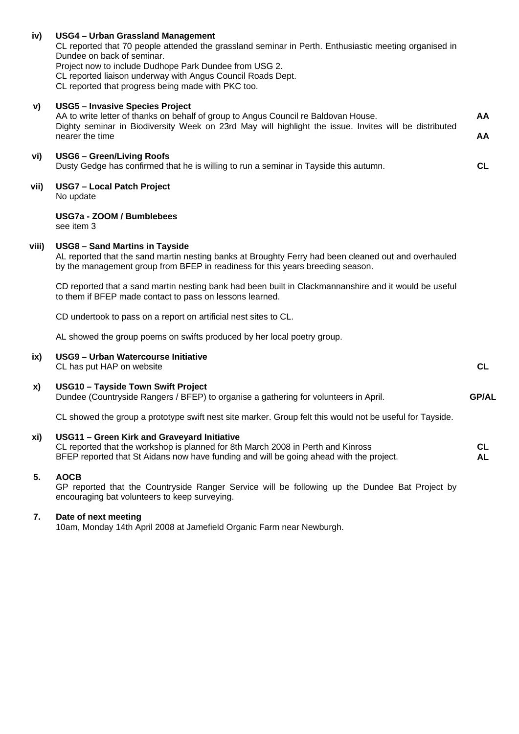**iv) USG4 – Urban Grassland Management**

CL reported that 70 people attended the grassland seminar in Perth. Enthusiastic meeting organised in Dundee on back of seminar.
Project now to include Dudhope Park Dundee from USG 2.
CL reported liaison underway with Angus Council Roads Dept.
CL reported that progress being made with PKC too.

**v) USG5 – Invasive Species Project**

AA to write letter of thanks on behalf of group to Angus Council re Baldovan House. **AA**
Dighty seminar in Biodiversity Week on 23rd May will highlight the issue. Invites will be distributed nearer the time **AA**

**vi) USG6 – Green/Living Roofs**

Dusty Gedge has confirmed that he is willing to run a seminar in Tayside this autumn. **CL**

**vii) USG7 – Local Patch Project**

No update

**USG7a - ZOOM / Bumblebees**

see item 3

**viii) USG8 – Sand Martins in Tayside**

AL reported that the sand martin nesting banks at Broughty Ferry had been cleaned out and overhauled by the management group from BFEP in readiness for this years breeding season.

CD reported that a sand martin nesting bank had been built in Clackmannanshire and it would be useful to them if BFEP made contact to pass on lessons learned.

CD undertook to pass on a report on artificial nest sites to CL.

AL showed the group poems on swifts produced by her local poetry group.

**ix) USG9 – Urban Watercourse Initiative**

CL has put HAP on website **CL**

**x) USG10 – Tayside Town Swift Project**

Dundee (Countryside Rangers / BFEP) to organise a gathering for volunteers in April. **GP/AL**

CL showed the group a prototype swift nest site marker. Group felt this would not be useful for Tayside.

**xi) USG11 – Green Kirk and Graveyard Initiative**

CL reported that the workshop is planned for 8th March 2008 in Perth and Kinross **CL**
BFEP reported that St Aidans now have funding and will be going ahead with the project. **AL**

**5. AOCB**

GP reported that the Countryside Ranger Service will be following up the Dundee Bat Project by encouraging bat volunteers to keep surveying.

**7. Date of next meeting**

10am, Monday 14th April 2008 at Jamefield Organic Farm near Newburgh.